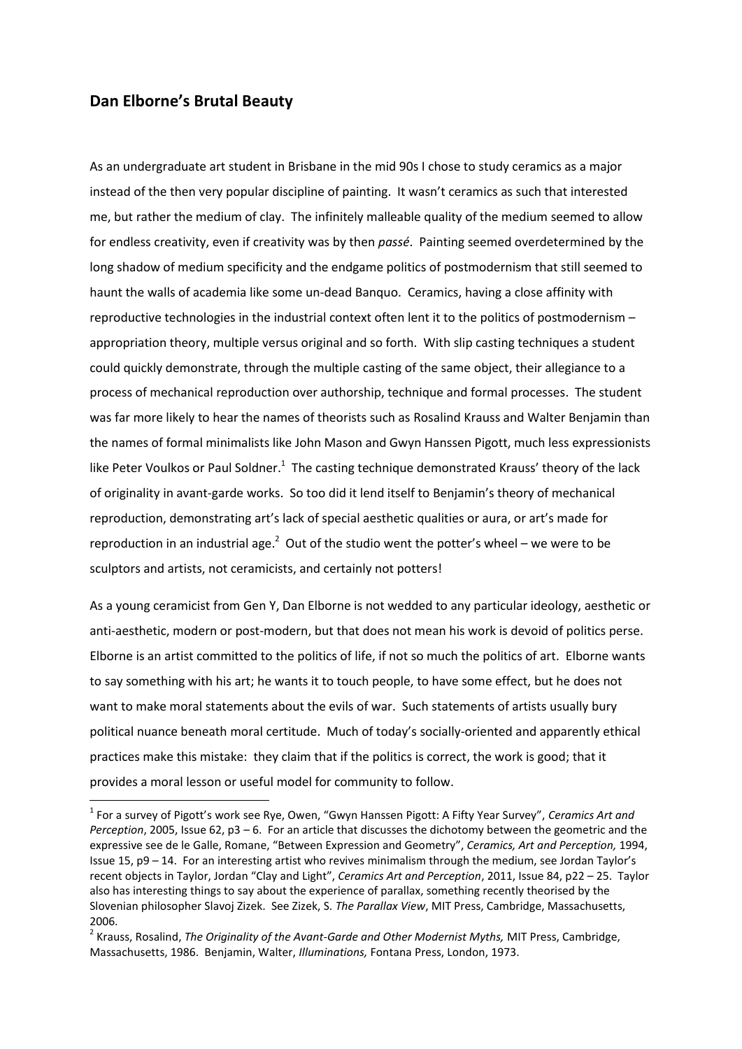## Dan Elborne's Brutal Beauty

As an undergraduate art student in Brisbane in the mid 90s I chose to study ceramics as a major instead of the then very popular discipline of painting. It wasn't ceramics as such that interested me, but rather the medium of clay. The infinitely malleable quality of the medium seemed to allow for endless creativity, even if creativity was by then *passé*. Painting seemed overdetermined by the long shadow of medium specificity and the endgame politics of postmodernism that still seemed to haunt the walls of academia like some un-dead Banquo. Ceramics, having a close affinity with reproductive technologies in the industrial context often lent it to the politics of postmodernism – appropriation theory, multiple versus original and so forth. With slip casting techniques a student could quickly demonstrate, through the multiple casting of the same object, their allegiance to a process of mechanical reproduction over authorship, technique and formal processes. The student was far more likely to hear the names of theorists such as Rosalind Krauss and Walter Benjamin than the names of formal minimalists like John Mason and Gwyn Hanssen Pigott, much less expressionists like Peter Voulkos or Paul Soldner.[1] The casting technique demonstrated Krauss' theory of the lack of originality in avant-garde works. So too did it lend itself to Benjamin's theory of mechanical reproduction, demonstrating art's lack of special aesthetic qualities or aura, or art's made for reproduction in an industrial age.[2] Out of the studio went the potter's wheel – we were to be sculptors and artists, not ceramicists, and certainly not potters!

As a young ceramicist from Gen Y, Dan Elborne is not wedded to any particular ideology, aesthetic or anti-aesthetic, modern or post-modern, but that does not mean his work is devoid of politics perse. Elborne is an artist committed to the politics of life, if not so much the politics of art. Elborne wants to say something with his art; he wants it to touch people, to have some effect, but he does not want to make moral statements about the evils of war. Such statements of artists usually bury political nuance beneath moral certitude. Much of today's socially-oriented and apparently ethical practices make this mistake: they claim that if the politics is correct, the work is good; that it provides a moral lesson or useful model for community to follow.

---

[1] For a survey of Pigott's work see Rye, Owen, "Gwyn Hanssen Pigott: A Fifty Year Survey", *Ceramics Art and Perception*, 2005, Issue 62, p3 – 6. For an article that discusses the dichotomy between the geometric and the expressive see de le Galle, Romane, "Between Expression and Geometry", *Ceramics, Art and Perception,* 1994, Issue 15, p9 – 14. For an interesting artist who revives minimalism through the medium, see Jordan Taylor's recent objects in Taylor, Jordan "Clay and Light", *Ceramics Art and Perception*, 2011, Issue 84, p22 – 25. Taylor also has interesting things to say about the experience of parallax, something recently theorised by the Slovenian philosopher Slavoj Zizek. See Zizek, S. *The Parallax View*, MIT Press, Cambridge, Massachusetts, 2006.

[2] Krauss, Rosalind, *The Originality of the Avant-Garde and Other Modernist Myths,* MIT Press, Cambridge, Massachusetts, 1986. Benjamin, Walter, *Illuminations,* Fontana Press, London, 1973.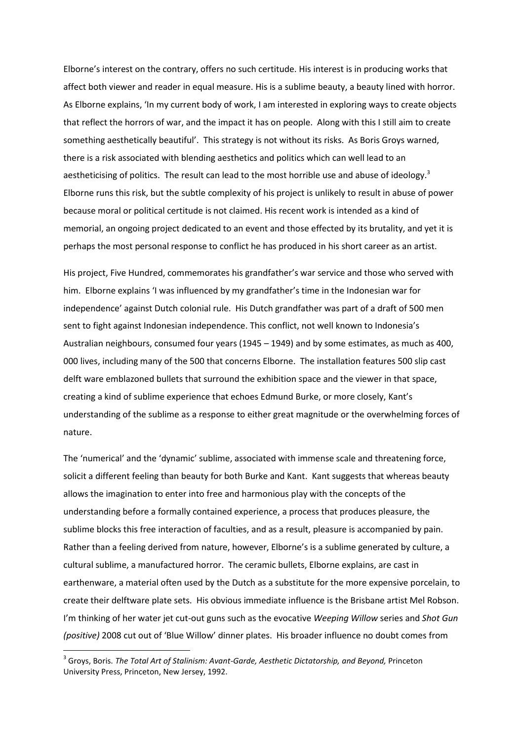Elborne's interest on the contrary, offers no such certitude. His interest is in producing works that affect both viewer and reader in equal measure. His is a sublime beauty, a beauty lined with horror. As Elborne explains, 'In my current body of work, I am interested in exploring ways to create objects that reflect the horrors of war, and the impact it has on people. Along with this I still aim to create something aesthetically beautiful'. This strategy is not without its risks. As Boris Groys warned, there is a risk associated with blending aesthetics and politics which can well lead to an aestheticising of politics. The result can lead to the most horrible use and abuse of ideology.[3] Elborne runs this risk, but the subtle complexity of his project is unlikely to result in abuse of power because moral or political certitude is not claimed. His recent work is intended as a kind of memorial, an ongoing project dedicated to an event and those effected by its brutality, and yet it is perhaps the most personal response to conflict he has produced in his short career as an artist.

His project, Five Hundred, commemorates his grandfather's war service and those who served with him. Elborne explains 'I was influenced by my grandfather's time in the Indonesian war for independence' against Dutch colonial rule. His Dutch grandfather was part of a draft of 500 men sent to fight against Indonesian independence. This conflict, not well known to Indonesia's Australian neighbours, consumed four years (1945 – 1949) and by some estimates, as much as 400, 000 lives, including many of the 500 that concerns Elborne. The installation features 500 slip cast delft ware emblazoned bullets that surround the exhibition space and the viewer in that space, creating a kind of sublime experience that echoes Edmund Burke, or more closely, Kant's understanding of the sublime as a response to either great magnitude or the overwhelming forces of nature.

The 'numerical' and the 'dynamic' sublime, associated with immense scale and threatening force, solicit a different feeling than beauty for both Burke and Kant. Kant suggests that whereas beauty allows the imagination to enter into free and harmonious play with the concepts of the understanding before a formally contained experience, a process that produces pleasure, the sublime blocks this free interaction of faculties, and as a result, pleasure is accompanied by pain. Rather than a feeling derived from nature, however, Elborne's is a sublime generated by culture, a cultural sublime, a manufactured horror. The ceramic bullets, Elborne explains, are cast in earthenware, a material often used by the Dutch as a substitute for the more expensive porcelain, to create their delftware plate sets. His obvious immediate influence is the Brisbane artist Mel Robson. I'm thinking of her water jet cut-out guns such as the evocative *Weeping Willow* series and *Shot Gun (positive)* 2008 cut out of 'Blue Willow' dinner plates. His broader influence no doubt comes from

---

[3] Groys, Boris. *The Total Art of Stalinism: Avant-Garde, Aesthetic Dictatorship, and Beyond,* Princeton University Press, Princeton, New Jersey, 1992.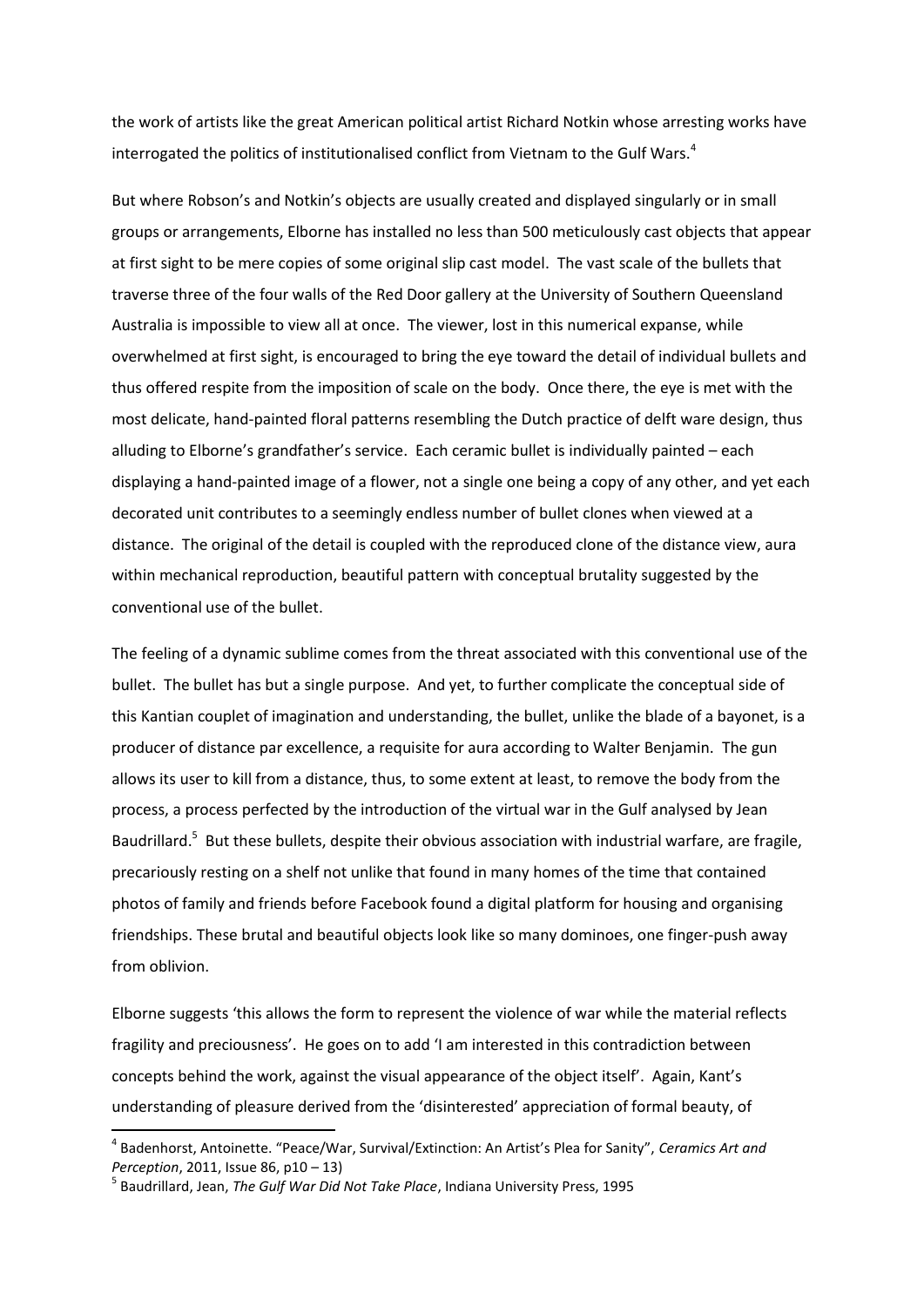the work of artists like the great American political artist Richard Notkin whose arresting works have interrogated the politics of institutionalised conflict from Vietnam to the Gulf Wars.[4]

But where Robson's and Notkin's objects are usually created and displayed singularly or in small groups or arrangements, Elborne has installed no less than 500 meticulously cast objects that appear at first sight to be mere copies of some original slip cast model. The vast scale of the bullets that traverse three of the four walls of the Red Door gallery at the University of Southern Queensland Australia is impossible to view all at once. The viewer, lost in this numerical expanse, while overwhelmed at first sight, is encouraged to bring the eye toward the detail of individual bullets and thus offered respite from the imposition of scale on the body. Once there, the eye is met with the most delicate, hand-painted floral patterns resembling the Dutch practice of delft ware design, thus alluding to Elborne's grandfather's service. Each ceramic bullet is individually painted – each displaying a hand-painted image of a flower, not a single one being a copy of any other, and yet each decorated unit contributes to a seemingly endless number of bullet clones when viewed at a distance. The original of the detail is coupled with the reproduced clone of the distance view, aura within mechanical reproduction, beautiful pattern with conceptual brutality suggested by the conventional use of the bullet.

The feeling of a dynamic sublime comes from the threat associated with this conventional use of the bullet. The bullet has but a single purpose. And yet, to further complicate the conceptual side of this Kantian couplet of imagination and understanding, the bullet, unlike the blade of a bayonet, is a producer of distance par excellence, a requisite for aura according to Walter Benjamin. The gun allows its user to kill from a distance, thus, to some extent at least, to remove the body from the process, a process perfected by the introduction of the virtual war in the Gulf analysed by Jean Baudrillard.[5] But these bullets, despite their obvious association with industrial warfare, are fragile, precariously resting on a shelf not unlike that found in many homes of the time that contained photos of family and friends before Facebook found a digital platform for housing and organising friendships. These brutal and beautiful objects look like so many dominoes, one finger-push away from oblivion.

Elborne suggests 'this allows the form to represent the violence of war while the material reflects fragility and preciousness'. He goes on to add 'I am interested in this contradiction between concepts behind the work, against the visual appearance of the object itself'. Again, Kant's understanding of pleasure derived from the 'disinterested' appreciation of formal beauty, of

---

[4] Badenhorst, Antoinette. "Peace/War, Survival/Extinction: An Artist's Plea for Sanity", *Ceramics Art and Perception*, 2011, Issue 86, p10 – 13)

[5] Baudrillard, Jean, *The Gulf War Did Not Take Place*, Indiana University Press, 1995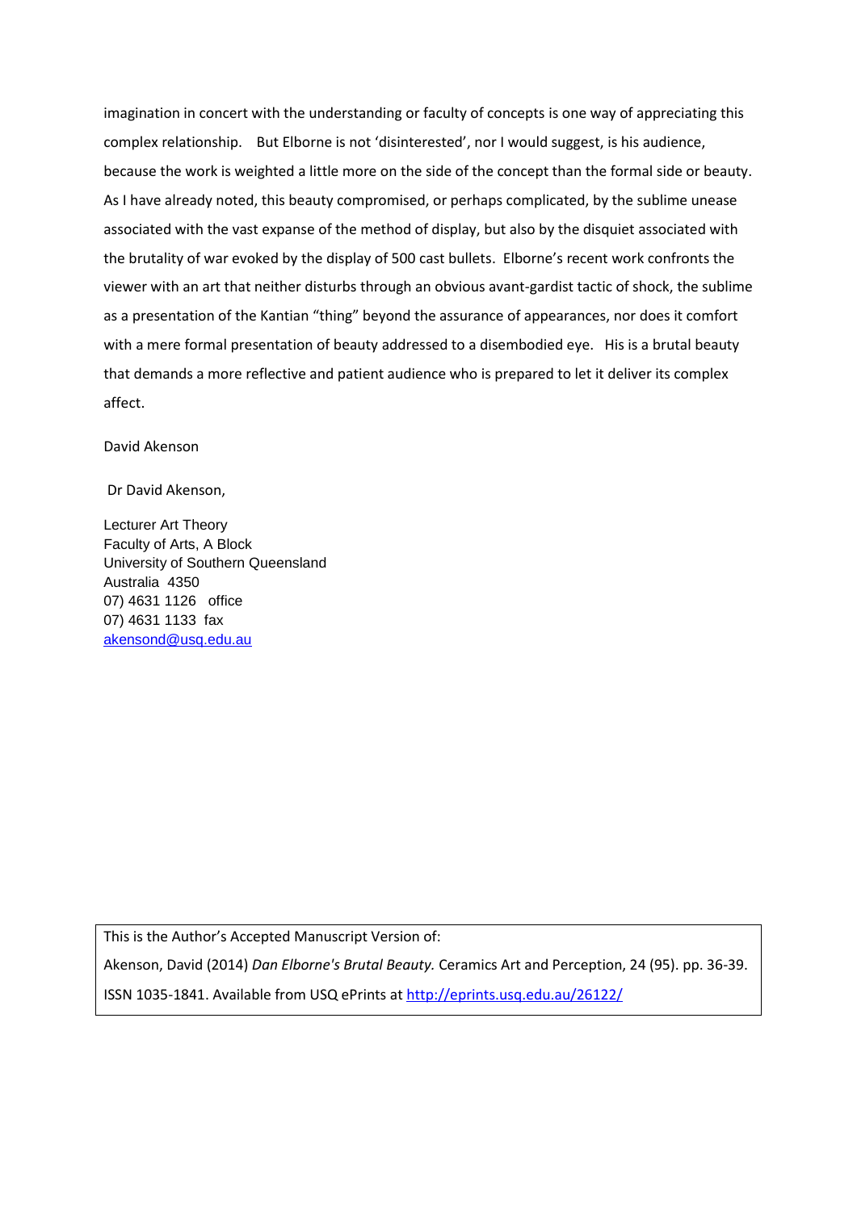imagination in concert with the understanding or faculty of concepts is one way of appreciating this complex relationship. But Elborne is not 'disinterested', nor I would suggest, is his audience, because the work is weighted a little more on the side of the concept than the formal side or beauty. As I have already noted, this beauty compromised, or perhaps complicated, by the sublime unease associated with the vast expanse of the method of display, but also by the disquiet associated with the brutality of war evoked by the display of 500 cast bullets. Elborne's recent work confronts the viewer with an art that neither disturbs through an obvious avant-gardist tactic of shock, the sublime as a presentation of the Kantian "thing" beyond the assurance of appearances, nor does it comfort with a mere formal presentation of beauty addressed to a disembodied eye. His is a brutal beauty that demands a more reflective and patient audience who is prepared to let it deliver its complex affect.

David Akenson

Dr David Akenson,

Lecturer Art Theory
Faculty of Arts, A Block
University of Southern Queensland
Australia 4350
07) 4631 1126 office
07) 4631 1133 fax
akensond@usq.edu.au

This is the Author's Accepted Manuscript Version of:

Akenson, David (2014) *Dan Elborne's Brutal Beauty.* Ceramics Art and Perception, 24 (95). pp. 36-39.

ISSN 1035-1841. Available from USQ ePrints at http://eprints.usq.edu.au/26122/